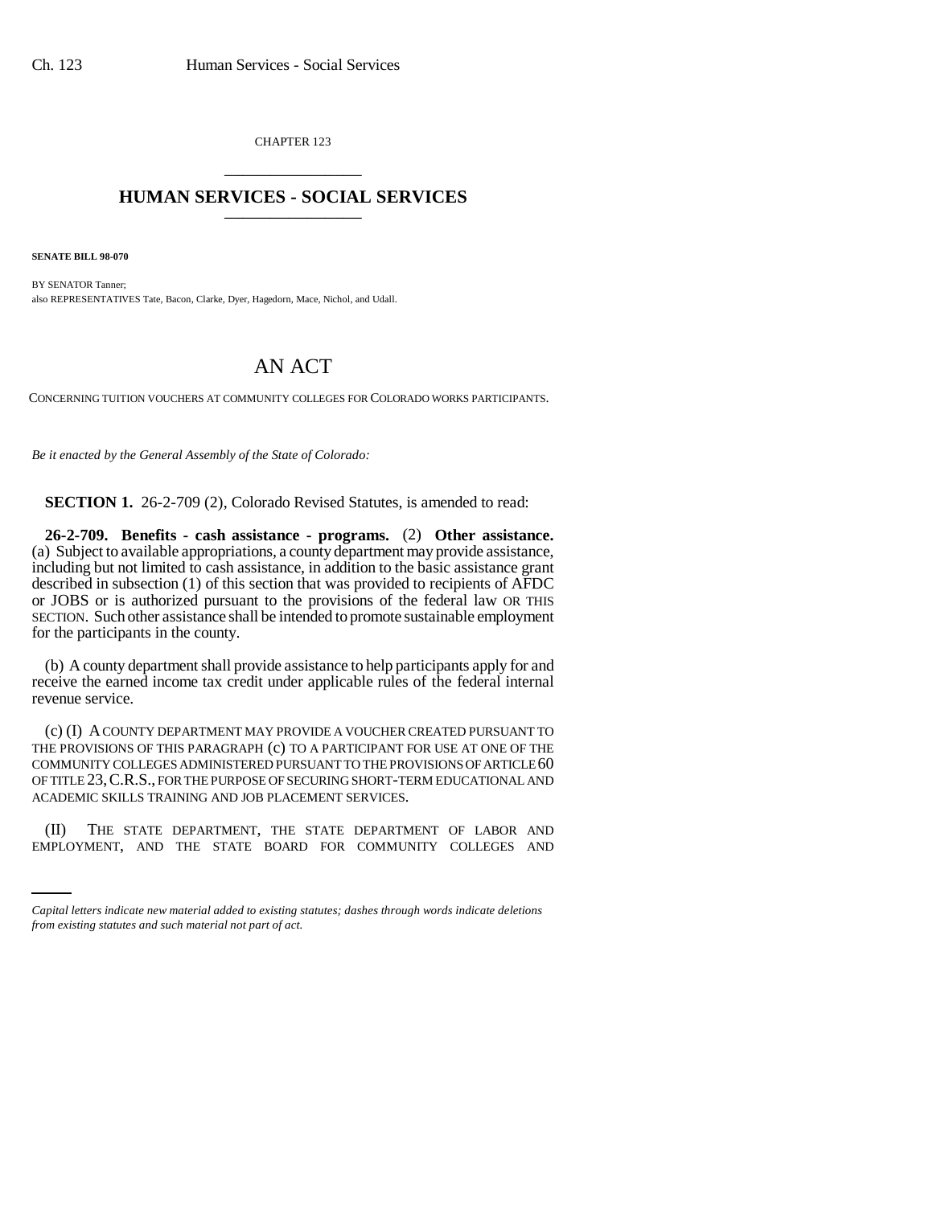CHAPTER 123

# HUMAN SERVICES - SOCIAL SERVICES

**SENATE BILL 98-070**

BY SENATOR Tanner;
also REPRESENTATIVES Tate, Bacon, Clarke, Dyer, Hagedorn, Mace, Nichol, and Udall.

# AN ACT

CONCERNING TUITION VOUCHERS AT COMMUNITY COLLEGES FOR COLORADO WORKS PARTICIPANTS.

*Be it enacted by the General Assembly of the State of Colorado:*

**SECTION 1.** 26-2-709 (2), Colorado Revised Statutes, is amended to read:

**26-2-709. Benefits - cash assistance - programs.** (2) **Other assistance.** (a) Subject to available appropriations, a county department may provide assistance, including but not limited to cash assistance, in addition to the basic assistance grant described in subsection (1) of this section that was provided to recipients of AFDC or JOBS or is authorized pursuant to the provisions of the federal law OR THIS SECTION. Such other assistance shall be intended to promote sustainable employment for the participants in the county.

(b) A county department shall provide assistance to help participants apply for and receive the earned income tax credit under applicable rules of the federal internal revenue service.

(c) (I) A COUNTY DEPARTMENT MAY PROVIDE A VOUCHER CREATED PURSUANT TO THE PROVISIONS OF THIS PARAGRAPH (c) TO A PARTICIPANT FOR USE AT ONE OF THE COMMUNITY COLLEGES ADMINISTERED PURSUANT TO THE PROVISIONS OF ARTICLE 60 OF TITLE 23, C.R.S., FOR THE PURPOSE OF SECURING SHORT-TERM EDUCATIONAL AND ACADEMIC SKILLS TRAINING AND JOB PLACEMENT SERVICES.

(II) THE STATE DEPARTMENT, THE STATE DEPARTMENT OF LABOR AND EMPLOYMENT, AND THE STATE BOARD FOR COMMUNITY COLLEGES AND

*Capital letters indicate new material added to existing statutes; dashes through words indicate deletions from existing statutes and such material not part of act.*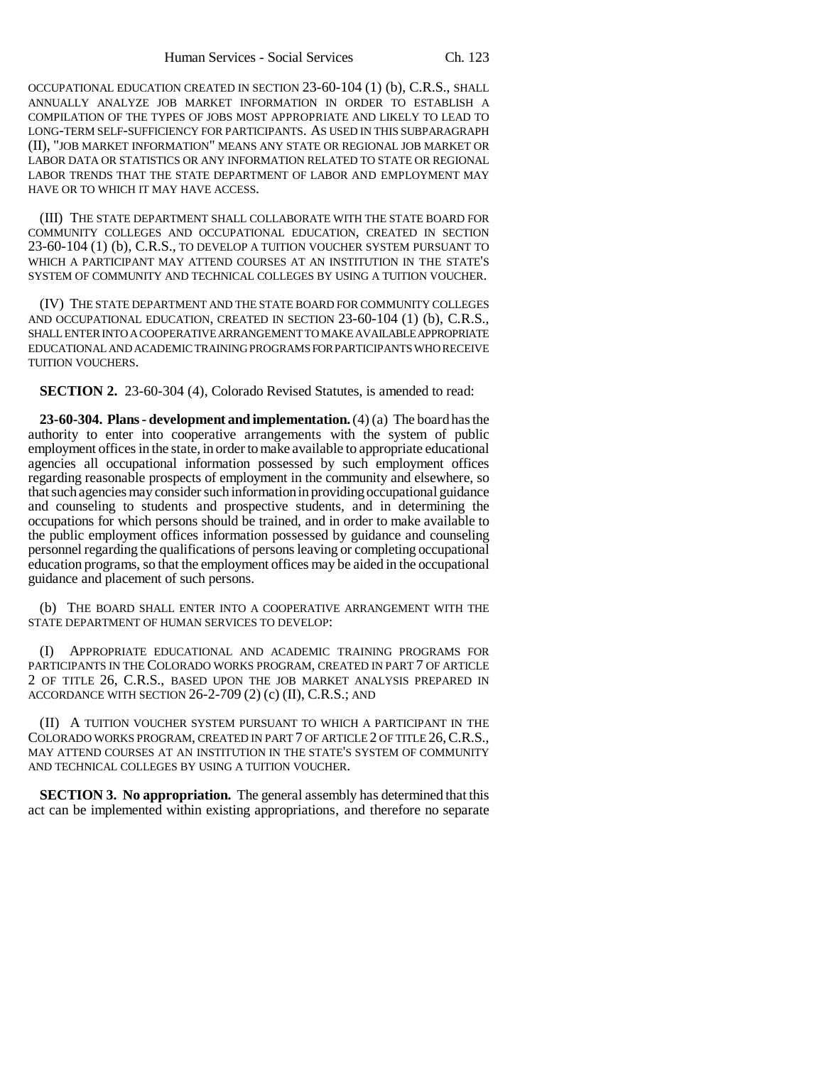OCCUPATIONAL EDUCATION CREATED IN SECTION 23-60-104 (1) (b), C.R.S., SHALL ANNUALLY ANALYZE JOB MARKET INFORMATION IN ORDER TO ESTABLISH A COMPILATION OF THE TYPES OF JOBS MOST APPROPRIATE AND LIKELY TO LEAD TO LONG-TERM SELF-SUFFICIENCY FOR PARTICIPANTS. AS USED IN THIS SUBPARAGRAPH (II), "JOB MARKET INFORMATION" MEANS ANY STATE OR REGIONAL JOB MARKET OR LABOR DATA OR STATISTICS OR ANY INFORMATION RELATED TO STATE OR REGIONAL LABOR TRENDS THAT THE STATE DEPARTMENT OF LABOR AND EMPLOYMENT MAY HAVE OR TO WHICH IT MAY HAVE ACCESS.

(III) THE STATE DEPARTMENT SHALL COLLABORATE WITH THE STATE BOARD FOR COMMUNITY COLLEGES AND OCCUPATIONAL EDUCATION, CREATED IN SECTION 23-60-104 (1) (b), C.R.S., TO DEVELOP A TUITION VOUCHER SYSTEM PURSUANT TO WHICH A PARTICIPANT MAY ATTEND COURSES AT AN INSTITUTION IN THE STATE'S SYSTEM OF COMMUNITY AND TECHNICAL COLLEGES BY USING A TUITION VOUCHER.

(IV) THE STATE DEPARTMENT AND THE STATE BOARD FOR COMMUNITY COLLEGES AND OCCUPATIONAL EDUCATION, CREATED IN SECTION 23-60-104 (1) (b), C.R.S., SHALL ENTER INTO A COOPERATIVE ARRANGEMENT TO MAKE AVAILABLE APPROPRIATE EDUCATIONAL AND ACADEMIC TRAINING PROGRAMS FOR PARTICIPANTS WHO RECEIVE TUITION VOUCHERS.

**SECTION 2.** 23-60-304 (4), Colorado Revised Statutes, is amended to read:

**23-60-304. Plans - development and implementation.** (4) (a) The board has the authority to enter into cooperative arrangements with the system of public employment offices in the state, in order to make available to appropriate educational agencies all occupational information possessed by such employment offices regarding reasonable prospects of employment in the community and elsewhere, so that such agencies may consider such information in providing occupational guidance and counseling to students and prospective students, and in determining the occupations for which persons should be trained, and in order to make available to the public employment offices information possessed by guidance and counseling personnel regarding the qualifications of persons leaving or completing occupational education programs, so that the employment offices may be aided in the occupational guidance and placement of such persons.

(b) THE BOARD SHALL ENTER INTO A COOPERATIVE ARRANGEMENT WITH THE STATE DEPARTMENT OF HUMAN SERVICES TO DEVELOP:

(I) APPROPRIATE EDUCATIONAL AND ACADEMIC TRAINING PROGRAMS FOR PARTICIPANTS IN THE COLORADO WORKS PROGRAM, CREATED IN PART 7 OF ARTICLE 2 OF TITLE 26, C.R.S., BASED UPON THE JOB MARKET ANALYSIS PREPARED IN ACCORDANCE WITH SECTION 26-2-709 (2) (c) (II), C.R.S.; AND

(II) A TUITION VOUCHER SYSTEM PURSUANT TO WHICH A PARTICIPANT IN THE COLORADO WORKS PROGRAM, CREATED IN PART 7 OF ARTICLE 2 OF TITLE 26, C.R.S., MAY ATTEND COURSES AT AN INSTITUTION IN THE STATE'S SYSTEM OF COMMUNITY AND TECHNICAL COLLEGES BY USING A TUITION VOUCHER.

**SECTION 3. No appropriation.** The general assembly has determined that this act can be implemented within existing appropriations, and therefore no separate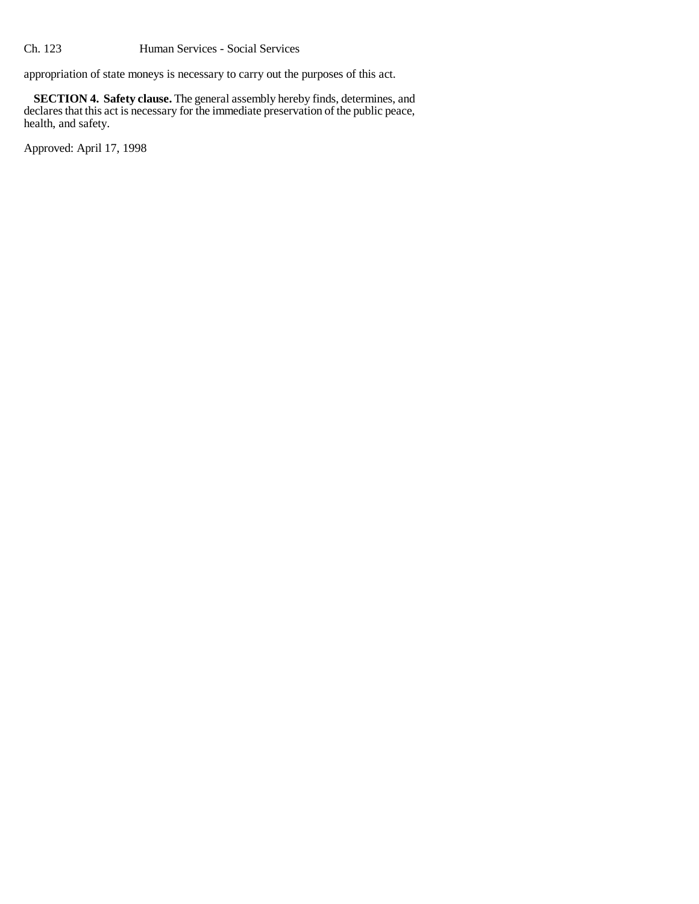appropriation of state moneys is necessary to carry out the purposes of this act.

**SECTION 4. Safety clause.** The general assembly hereby finds, determines, and declares that this act is necessary for the immediate preservation of the public peace, health, and safety.

Approved: April 17, 1998